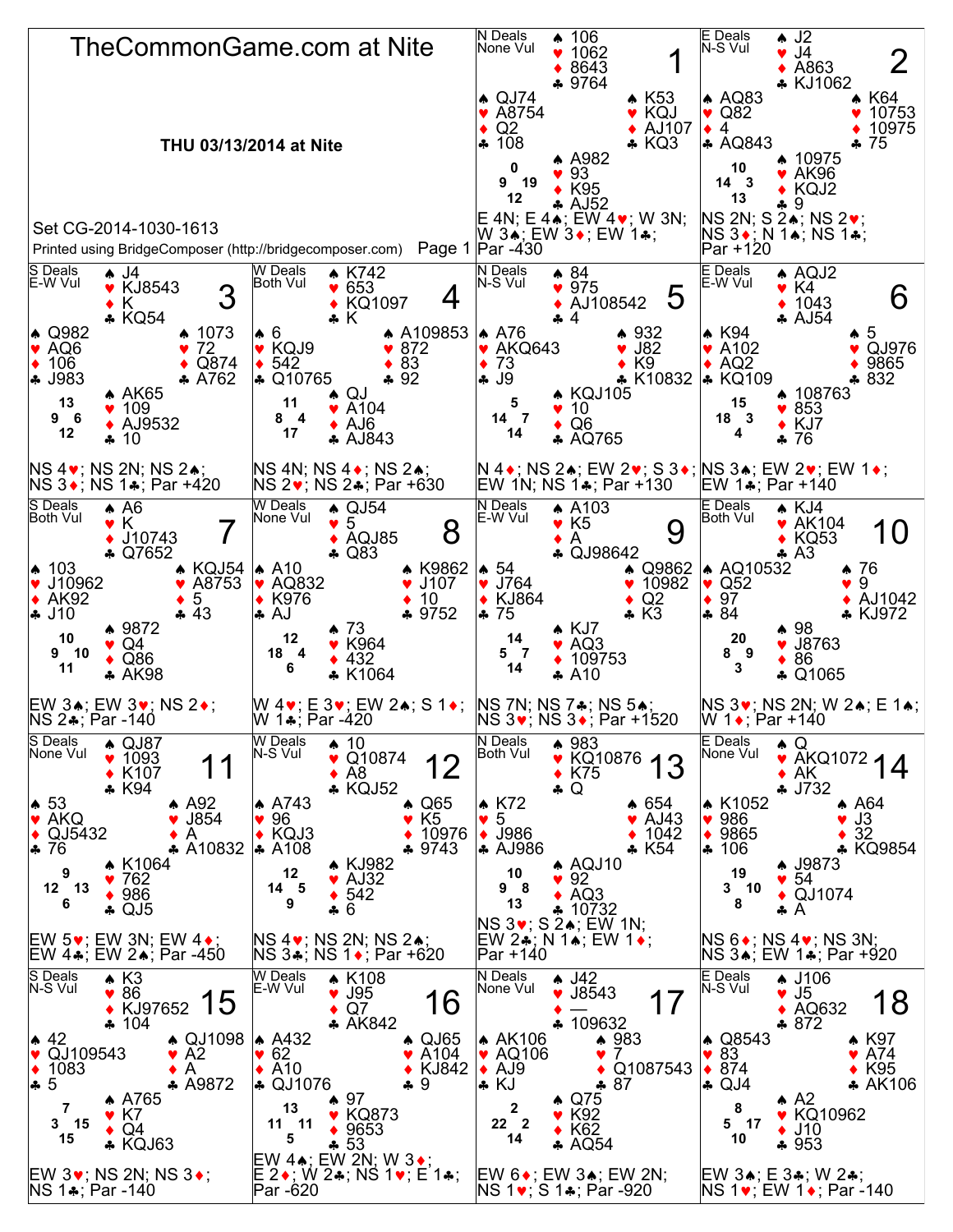# TheCommonGame.com at Nite

**THU 03/13/2014 at Nite**

Set CG-2014-1030-1613

Printed using BridgeComposer (http://bridgecomposer.com)

## Board 1

N Deals, None Vul

North: ♠ 106 ♥ 1062 ♦ 8643 ♣ 9764

West: ♠ QJ74 ♥ A8754 ♦ Q2 ♣ 108

East: ♠ K53 ♥ KQJ ♦ AJ107 ♣ KQ3

South: ♠ A982 ♥ 93 ♦ K95 ♣ AJ52

HCP: N 0, W 9, E 19, S 12

E 4N; E 4♠; EW 4♥; W 3N; W 3♠; EW 3♦; EW 1♣; Par -430

## Board 2

E Deals, N-S Vul

North: ♠ J2 ♥ J4 ♦ A863 ♣ KJ1062

West: ♠ AQ83 ♥ Q82 ♦ 4 ♣ AQ843

East: ♠ K64 ♥ 10753 ♦ 10975 ♣ 75

South: ♠ 10975 ♥ AK96 ♦ KQJ2 ♣ 9

HCP: N 10, W 14, E 3, S 13

NS 2N; S 2♠; NS 2♥; NS 3♦; N 1♠; NS 1♣; Par +120

## Board 3

S Deals, E-W Vul

North: ♠ J4 ♥ KJ8543 ♦ K ♣ KQ54

West: ♠ Q982 ♥ AQ6 ♦ 106 ♣ J983

East: ♠ 1073 ♥ 72 ♦ Q874 ♣ A762

South: ♠ AK65 ♥ 109 ♦ AJ9532 ♣ 10

HCP: N 13, W 9, E 6, S 12

NS 4♥; NS 2N; NS 2♠; NS 3♦; NS 1♣; Par +420

## Board 4

W Deals, Both Vul

North: ♠ K742 ♥ 653 ♦ KQ1097 ♣ K

West: ♠ 6 ♥ KQJ9 ♦ 542 ♣ Q10765

East: ♠ A109853 ♥ 872 ♦ 83 ♣ 92

South: ♠ QJ ♥ A104 ♦ AJ6 ♣ AJ843

HCP: N 11, W 8, E 4, S 17

NS 4N; NS 4♦; NS 2♠; NS 2♥; NS 2♣; Par +630

## Board 5

N Deals, N-S Vul

North: ♠ 84 ♥ 975 ♦ AJ108542 ♣ 4

West: ♠ A76 ♥ AKQ643 ♦ 73 ♣ J9

East: ♠ 932 ♥ J82 ♦ K9 ♣ K10832

South: ♠ KQJ105 ♥ 10 ♦ Q6 ♣ AQ765

HCP: N 5, W 14, E 7, S 14

N 4♦; NS 2♠; EW 2♥; S 3♦; EW 1N; NS 1♣; Par +130

## Board 6

E Deals, E-W Vul

North: ♠ AQJ2 ♥ K4 ♦ 1043 ♣ AJ54

West: ♠ K94 ♥ A102 ♦ AQ2 ♣ KQ109

East: ♠ 5 ♥ QJ976 ♦ 9865 ♣ 832

South: ♠ 108763 ♥ 853 ♦ KJ7 ♣ 76

HCP: N 15, W 18, E 3, S 4

NS 3♠; EW 2♥; EW 1♦; EW 1♣; Par +140

## Board 7

S Deals, Both Vul

North: ♠ A6 ♥ K ♦ J10743 ♣ Q7652

West: ♠ 103 ♥ J10962 ♦ AK92 ♣ J10

East: ♠ KQJ54 ♥ A8753 ♦ 5 ♣ 43

South: ♠ 9872 ♥ Q4 ♦ Q86 ♣ AK98

HCP: N 10, W 9, E 10, S 11

EW 3♠; EW 3♥; NS 2♦; NS 2♣; Par -140

## Board 8

W Deals, None Vul

North: ♠ QJ54 ♥ 5 ♦ AQJ85 ♣ Q83

West: ♠ A10 ♥ AQ832 ♦ K976 ♣ AJ

East: ♠ K9862 ♥ J107 ♦ 10 ♣ 9752

South: ♠ 73 ♥ K964 ♦ 432 ♣ K1064

HCP: N 12, W 18, E 4, S 6

W 4♥; E 3♥; EW 2♠; S 1♦; W 1♣; Par -420

## Board 9

N Deals, E-W Vul

North: ♠ A103 ♥ K5 ♦ A ♣ QJ98642

West: ♠ 54 ♥ J764 ♦ KJ864 ♣ 75

East: ♠ Q9862 ♥ 10982 ♦ Q2 ♣ K3

South: ♠ KJ7 ♥ AQ3 ♦ 109753 ♣ A10

HCP: N 14, W 5, E 7, S 14

NS 7N; NS 7♣; NS 5♠; NS 3♥; NS 3♦; Par +1520

## Board 10

E Deals, Both Vul

North: ♠ KJ4 ♥ AK104 ♦ KQ53 ♣ A3

West: ♠ AQ10532 ♥ Q52 ♦ 97 ♣ 84

East: ♠ 76 ♥ 9 ♦ AJ1042 ♣ KJ972

South: ♠ 98 ♥ J8763 ♦ 86 ♣ Q1065

HCP: N 20, W 8, E 9, S 3

NS 3♥; NS 2N; W 2♠; E 1♠; W 1♦; Par +140

## Board 11

S Deals, None Vul

North: ♠ QJ87 ♥ 1093 ♦ K107 ♣ K94

West: ♠ 53 ♥ AKQ ♦ QJ5432 ♣ 76

East: ♠ A92 ♥ J854 ♦ A ♣ A10832

South: ♠ K1064 ♥ 762 ♦ 986 ♣ QJ5

HCP: N 9, W 12, E 13, S 6

EW 5♥; EW 3N; EW 4♦; EW 4♣; EW 2♠; Par -450

## Board 12

W Deals, N-S Vul

North: ♠ 10 ♥ Q10874 ♦ A8 ♣ KQJ52

West: ♠ A743 ♥ 96 ♦ KQJ3 ♣ A108

East: ♠ Q65 ♥ K5 ♦ 10976 ♣ 9743

South: ♠ KJ982 ♥ AJ32 ♦ 542 ♣ 6

HCP: N 12, W 14, E 5, S 9

NS 4♥; NS 2N; NS 2♠; NS 3♣; NS 1♦; Par +620

## Board 13

N Deals, Both Vul

North: ♠ 983 ♥ KQ10876 ♦ K75 ♣ Q

West: ♠ K72 ♥ 5 ♦ J986 ♣ AJ986

East: ♠ 654 ♥ AJ43 ♦ 1042 ♣ K54

South: ♠ AQJ10 ♥ 92 ♦ AQ3 ♣ 10732

HCP: N 10, W 9, E 8, S 13

NS 3♥; S 2♠; EW 1N; EW 2♣; N 1♠; EW 1♦; Par +140

## Board 14

E Deals, None Vul

North: ♠ Q ♥ AKQ1072 ♦ AK ♣ J732

West: ♠ K1052 ♥ 986 ♦ 9865 ♣ 106

East: ♠ A64 ♥ J3 ♦ 32 ♣ KQ9854

South: ♠ J9873 ♥ 54 ♦ QJ1074 ♣ A

HCP: N 19, W 3, E 10, S 8

NS 6♦; NS 4♥; NS 3N; NS 3♠; EW 1♣; Par +920

## Board 15

S Deals, N-S Vul

North: ♠ K3 ♥ 86 ♦ KJ97652 ♣ 104

West: ♠ 42 ♥ QJ109543 ♦ 1083 ♣ 5

East: ♠ QJ1098 ♥ A2 ♦ A ♣ A9872

South: ♠ A765 ♥ K7 ♦ Q4 ♣ KQJ63

HCP: N 7, W 3, E 15, S 15

EW 3♥; NS 2N; NS 3♦; NS 1♣; Par -140

## Board 16

W Deals, E-W Vul

North: ♠ K108 ♥ J95 ♦ Q7 ♣ AK842

West: ♠ A432 ♥ 62 ♦ A10 ♣ QJ1076

East: ♠ QJ65 ♥ A104 ♦ KJ842 ♣ 9

South: ♠ 97 ♥ KQ873 ♦ 9653 ♣ 53

HCP: N 13, W 11, E 11, S 5

EW 4♠; EW 2N; W 3♦; E 2♦; W 2♣; NS 1♥; E 1♣; Par -620

## Board 17

N Deals, None Vul

North: ♠ J42 ♥ J8543 ♦ — ♣ 109632

West: ♠ AK106 ♥ AQ106 ♦ AJ9 ♣ KJ

East: ♠ 983 ♥ 7 ♦ Q1087543 ♣ 87

South: ♠ Q75 ♥ K92 ♦ K62 ♣ AQ54

HCP: N 2, W 22, E 2, S 14

EW 6♦; EW 3♠; EW 2N; NS 1♥; S 1♣; Par -920

## Board 18

E Deals, N-S Vul

North: ♠ J106 ♥ J5 ♦ AQ632 ♣ 872

West: ♠ Q8543 ♥ 83 ♦ 874 ♣ QJ4

East: ♠ K97 ♥ A74 ♦ K95 ♣ AK106

South: ♠ A2 ♥ KQ10962 ♦ J10 ♣ 953

HCP: N 8, W 5, E 17, S 10

EW 3♠; E 3♣; W 2♣; NS 1♥; EW 1♦; Par -140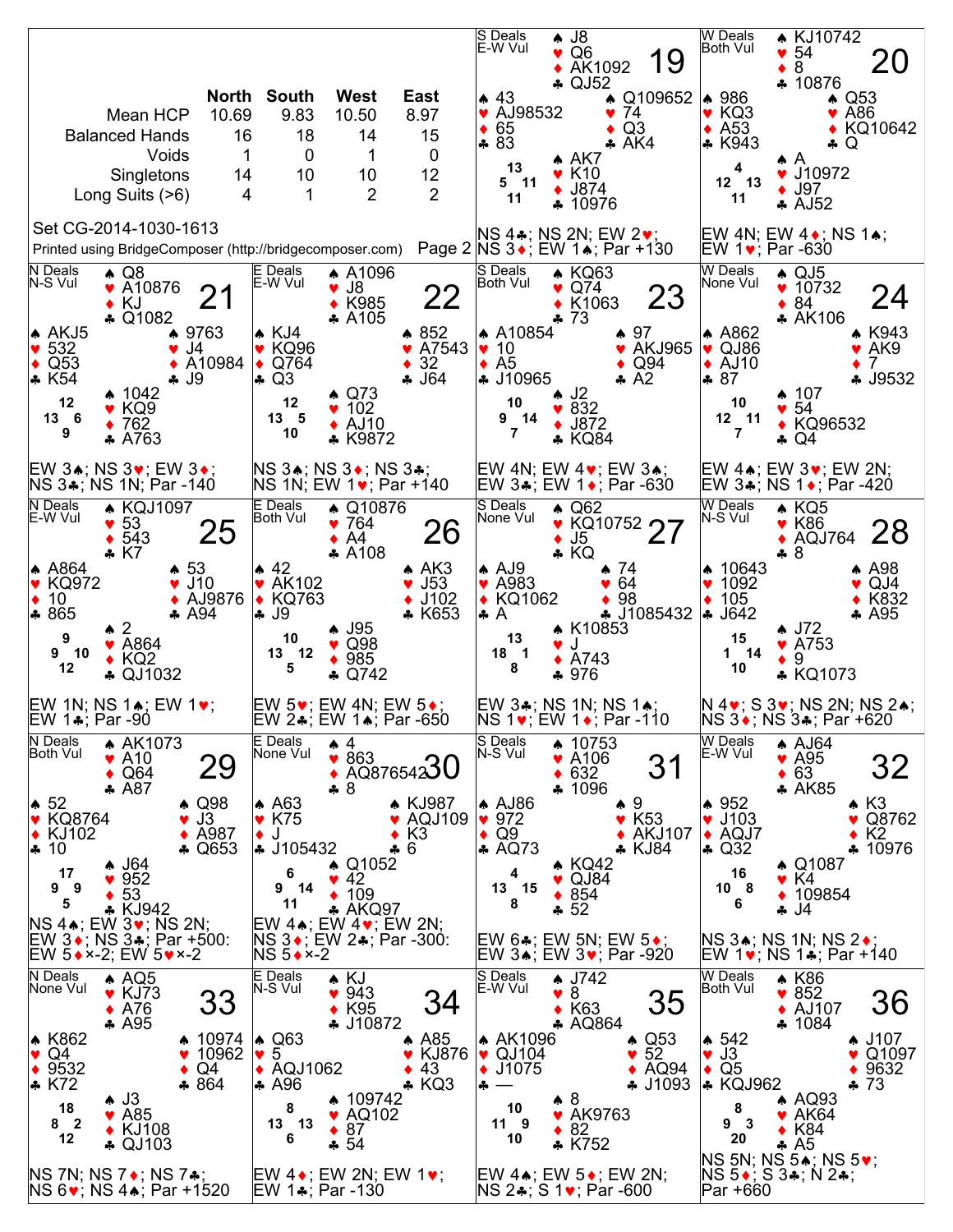| | North | South | West | East |
|---|---|---|---|---|
| Mean HCP | 10.69 | 9.83 | 10.50 | 8.97 |
| Balanced Hands | 16 | 18 | 14 | 15 |
| Voids | 1 | 0 | 1 | 0 |
| Singletons | 14 | 10 | 10 | 12 |
| Long Suits (>6) | 4 | 1 | 2 | 2 |

Set CG-2014-1030-1613

Printed using BridgeComposer (http://bridgecomposer.com)

## Board 19

S Deals, E-W Vul

North: ♠ J8 ♥ Q6 ♦ AK1092 ♣ QJ52

West: ♠ 43 ♥ AJ98532 ♦ 65 ♣ 83

East: ♠ Q109652 ♥ 74 ♦ Q3 ♣ AK4

South: ♠ AK7 ♥ K10 ♦ J874 ♣ 10976

HCP: N 13, W 5, E 11, S 11

NS 4♣; NS 2N; EW 2♥; NS 3♦; EW 1♠; Par +130

## Board 20

W Deals, Both Vul

North: ♠ KJ10742 ♥ 54 ♦ 8 ♣ 10876

West: ♠ 986 ♥ KQ3 ♦ A53 ♣ K943

East: ♠ Q53 ♥ A86 ♦ KQ10642 ♣ Q

South: ♠ A ♥ J10972 ♦ J97 ♣ AJ52

HCP: N 4, W 12, E 13, S 11

EW 4N; EW 4♦; NS 1♠; EW 1♥; Par -630

## Board 21

N Deals, N-S Vul

North: ♠ Q8 ♥ A10876 ♦ KJ ♣ Q1082

West: ♠ AKJ5 ♥ 532 ♦ Q53 ♣ K54

East: ♠ 9763 ♥ J4 ♦ A10984 ♣ J9

South: ♠ 1042 ♥ KQ9 ♦ 762 ♣ A763

HCP: N 12, W 13, E 6, S 9

EW 3♠; NS 3♥; EW 3♦; NS 3♣; NS 1N; Par -140

## Board 22

E Deals, E-W Vul

North: ♠ A1096 ♥ J8 ♦ K985 ♣ A105

West: ♠ KJ4 ♥ KQ96 ♦ Q764 ♣ Q3

East: ♠ 852 ♥ A7543 ♦ 32 ♣ J64

South: ♠ Q73 ♥ 102 ♦ AJ10 ♣ K9872

HCP: N 12, W 13, E 5, S 10

NS 3♠; NS 3♦; NS 3♣; NS 1N; EW 1♥; Par +140

## Board 23

S Deals, Both Vul

North: ♠ KQ63 ♥ Q74 ♦ K1063 ♣ 73

West: ♠ A10854 ♥ 10 ♦ A5 ♣ J10965

East: ♠ 97 ♥ AKJ965 ♦ Q94 ♣ A2

South: ♠ J2 ♥ 832 ♦ J872 ♣ KQ84

HCP: N 10, W 9, E 14, S 7

EW 4N; EW 4♥; EW 3♠; EW 3♣; EW 1♦; Par -630

## Board 24

W Deals, None Vul

North: ♠ QJ5 ♥ 10732 ♦ 84 ♣ AK106

West: ♠ A862 ♥ QJ86 ♦ AJ10 ♣ 87

East: ♠ K943 ♥ AK9 ♦ 7 ♣ J9532

South: ♠ 107 ♥ 54 ♦ KQ96532 ♣ Q4

HCP: N 10, W 12, E 11, S 7

EW 4♠; EW 3♥; EW 2N; EW 3♣; NS 1♦; Par -420

## Board 25

N Deals, E-W Vul

North: ♠ KQJ1097 ♥ 53 ♦ 543 ♣ K7

West: ♠ A864 ♥ KQ972 ♦ 10 ♣ 865

East: ♠ 53 ♥ J10 ♦ AJ9876 ♣ A94

South: ♠ 2 ♥ A864 ♦ KQ2 ♣ QJ1032

HCP: N 9, W 9, E 10, S 12

EW 1N; NS 1♠; EW 1♥; EW 1♣; Par -90

## Board 26

E Deals, Both Vul

North: ♠ Q10876 ♥ 764 ♦ A4 ♣ A108

West: ♠ 42 ♥ AK102 ♦ KQ763 ♣ J9

East: ♠ AK3 ♥ J53 ♦ J102 ♣ K653

South: ♠ J95 ♥ Q98 ♦ 985 ♣ Q742

HCP: N 10, W 13, E 12, S 5

EW 5♥; EW 4N; EW 5♦; EW 2♣; EW 1♠; Par -650

## Board 27

S Deals, None Vul

North: ♠ Q62 ♥ KQ10752 ♦ J5 ♣ KQ

West: ♠ AJ9 ♥ A983 ♦ KQ1062 ♣ A

East: ♠ 74 ♥ 64 ♦ 98 ♣ J1085432

South: ♠ K10853 ♥ J ♦ A743 ♣ 976

HCP: N 13, W 18, E 1, S 8

EW 3♣; NS 1N; NS 1♠; NS 1♥; EW 1♦; Par -110

## Board 28

W Deals, N-S Vul

North: ♠ KQ5 ♥ K86 ♦ AQJ764 ♣ 8

West: ♠ 10643 ♥ 1092 ♦ 105 ♣ J642

East: ♠ A98 ♥ QJ4 ♦ K832 ♣ A95

South: ♠ J72 ♥ A753 ♦ 9 ♣ KQ1073

HCP: N 15, W 1, E 14, S 10

N 4♥; S 3♥; NS 2N; NS 2♠; NS 3♦; NS 3♣; Par +620

## Board 29

N Deals, Both Vul

North: ♠ AK1073 ♥ A10 ♦ Q64 ♣ A87

West: ♠ 52 ♥ KQ8764 ♦ KJ102 ♣ 10

East: ♠ Q98 ♥ J3 ♦ A987 ♣ Q653

South: ♠ J64 ♥ 952 ♦ 53 ♣ KJ942

HCP: N 17, W 9, E 9, S 5

NS 4♠; EW 3♥; NS 2N; EW 3♦; NS 3♣; Par +500: EW 5♦×-2; EW 5♥×-2

## Board 30

E Deals, None Vul

North: ♠ 4 ♥ 863 ♦ AQ876542 ♣ 8

West: ♠ A63 ♥ K75 ♦ J ♣ J105432

East: ♠ KJ987 ♥ AQJ109 ♦ K3 ♣ 6

South: ♠ Q1052 ♥ 42 ♦ 109 ♣ AKQ97

HCP: N 6, W 9, E 14, S 11

EW 4♠; EW 4♥; EW 2N; NS 3♦; EW 2♣; Par -300: NS 5♦×-2

## Board 31

S Deals, N-S Vul

North: ♠ 10753 ♥ A106 ♦ 632 ♣ 1096

West: ♠ AJ86 ♥ 972 ♦ Q9 ♣ AQ73

East: ♠ 9 ♥ K53 ♦ AKJ107 ♣ KJ84

South: ♠ KQ42 ♥ QJ84 ♦ 854 ♣ 52

HCP: N 4, W 13, E 15, S 8

EW 6♣; EW 5N; EW 5♦; EW 3♠; EW 3♥; Par -920

## Board 32

W Deals, E-W Vul

North: ♠ AJ64 ♥ A95 ♦ 63 ♣ AK85

West: ♠ 952 ♥ J103 ♦ AQJ7 ♣ Q32

East: ♠ K3 ♥ Q8762 ♦ K2 ♣ 10976

South: ♠ Q1087 ♥ K4 ♦ 109854 ♣ J4

HCP: N 16, W 10, E 8, S 6

NS 3♠; NS 1N; NS 2♦; EW 1♥; NS 1♣; Par +140

## Board 33

N Deals, None Vul

North: ♠ AQ5 ♥ KJ73 ♦ A76 ♣ A95

West: ♠ K862 ♥ Q4 ♦ 9532 ♣ K72

East: ♠ 10974 ♥ 10962 ♦ Q4 ♣ 864

South: ♠ J3 ♥ A85 ♦ KJ108 ♣ QJ103

HCP: N 18, W 8, E 2, S 12

NS 7N; NS 7♦; NS 7♣; NS 6♥; NS 4♠; Par +1520

## Board 34

E Deals, N-S Vul

North: ♠ KJ ♥ 943 ♦ K95 ♣ J10872

West: ♠ Q63 ♥ 5 ♦ AQJ1062 ♣ A96

East: ♠ A85 ♥ KJ876 ♦ 43 ♣ KQ3

South: ♠ 109742 ♥ AQ102 ♦ 87 ♣ 54

HCP: N 8, W 13, E 13, S 6

EW 4♦; EW 2N; EW 1♥; EW 1♣; Par -130

## Board 35

S Deals, E-W Vul

North: ♠ J742 ♥ 8 ♦ K63 ♣ AQ864

West: ♠ AK1096 ♥ QJ104 ♦ J1075 ♣ —

East: ♠ Q53 ♥ 52 ♦ AQ94 ♣ J1093

South: ♠ 8 ♥ AK9763 ♦ 82 ♣ K752

HCP: N 10, W 11, E 9, S 10

EW 4♠; EW 5♦; EW 2N; NS 2♣; S 1♥; Par -600

## Board 36

W Deals, Both Vul

North: ♠ K86 ♥ 852 ♦ AJ107 ♣ 1084

West: ♠ 542 ♥ J3 ♦ Q5 ♣ KQJ962

East: ♠ J107 ♥ Q1097 ♦ 9632 ♣ 73

South: ♠ AQ93 ♥ AK64 ♦ K84 ♣ A5

HCP: N 8, W 9, E 3, S 20

NS 5N; NS 5♠; NS 5♥; NS 5♦; S 3♣; N 2♣; Par +660